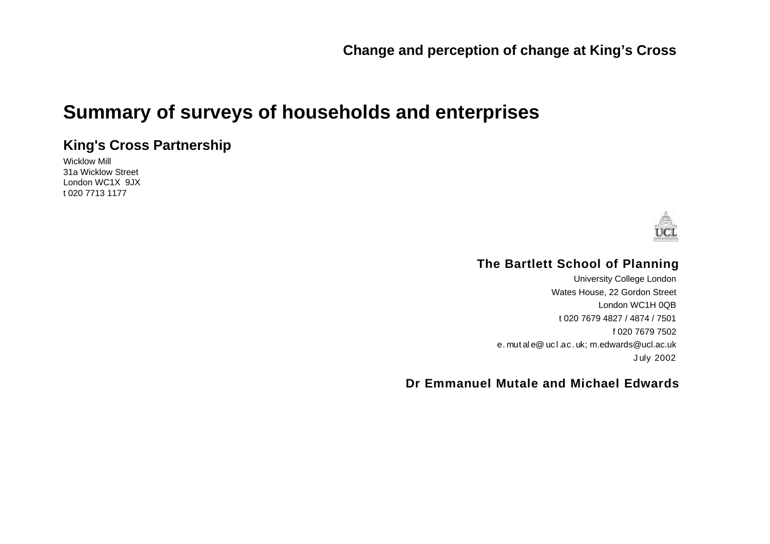**Change and perception of change at King's Cross**

# Summary of surveys of households and enterprises

## King's Cross Partnership

Wicklow Mill
31a Wicklow Street
London WC1X 9JX
t 020 7713 1177

**The Bartlett School of Planning**

University College London
Wates House, 22 Gordon Street
London WC1H 0QB
t 020 7679 4827 / 4874 / 7501
f 020 7679 7502
e.mutale@ucl.ac.uk; m.edwards@ucl.ac.uk
July 2002

**Dr Emmanuel Mutale and Michael Edwards**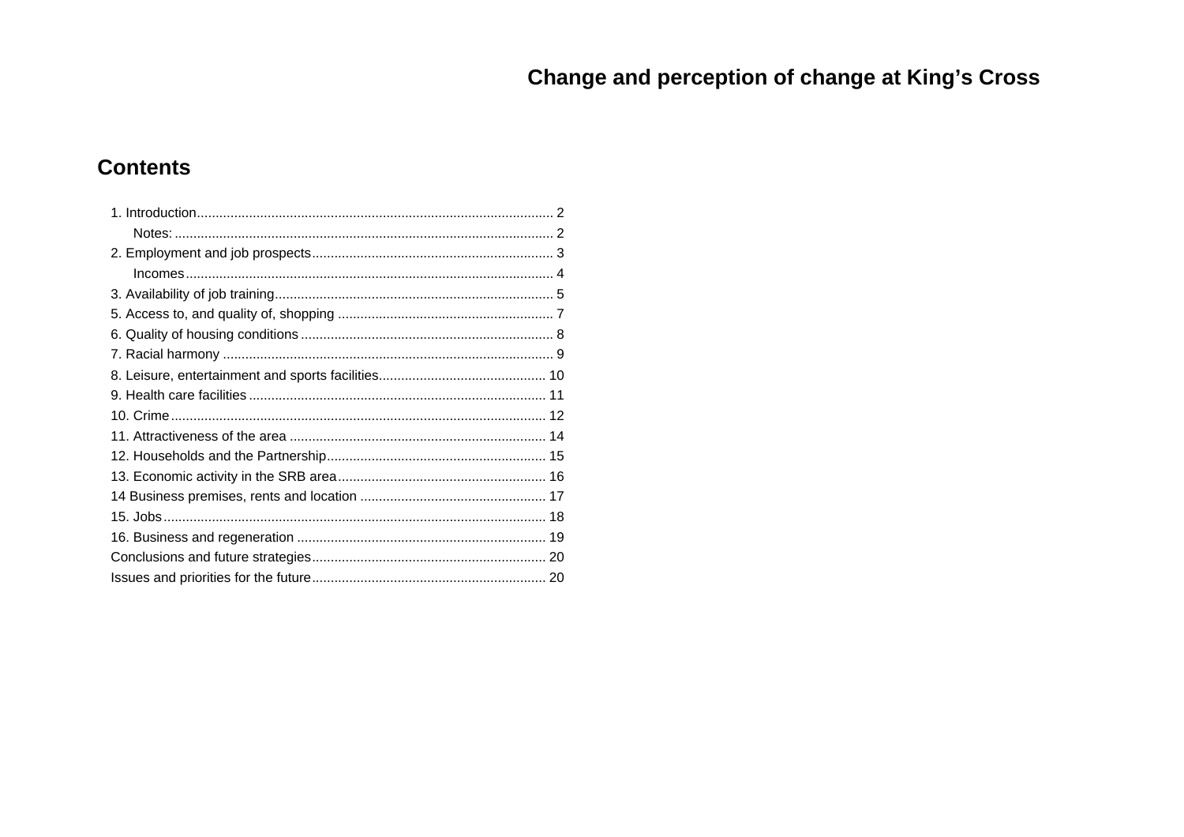# Change and perception of change at King's Cross

## Contents

1. Introduction ... 2
   - Notes: ... 2
2. Employment and job prospects ... 3
   - Incomes ... 4
3. Availability of job training ... 5
5. Access to, and quality of, shopping ... 7
6. Quality of housing conditions ... 8
7. Racial harmony ... 9
8. Leisure, entertainment and sports facilities ... 10
9. Health care facilities ... 11
10. Crime ... 12
11. Attractiveness of the area ... 14
12. Households and the Partnership ... 15
13. Economic activity in the SRB area ... 16

14 Business premises, rents and location ... 17

15. Jobs ... 18
16. Business and regeneration ... 19

Conclusions and future strategies ... 20

Issues and priorities for the future ... 20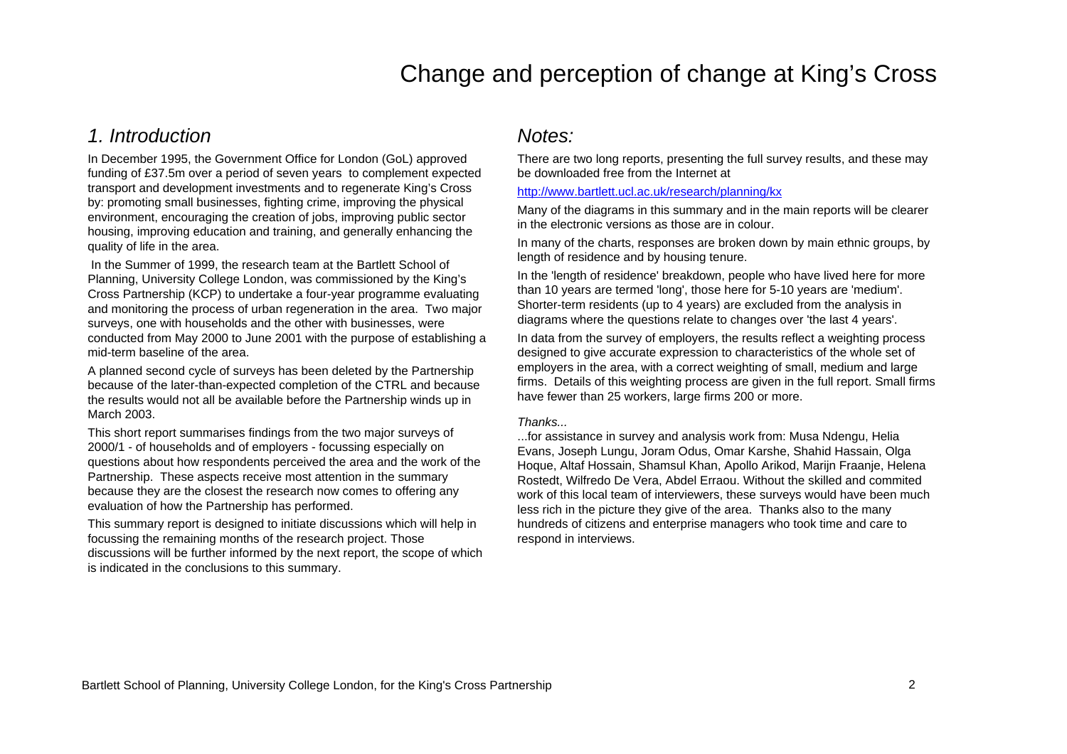# Change and perception of change at King's Cross

## *1. Introduction*

In December 1995, the Government Office for London (GoL) approved funding of £37.5m over a period of seven years to complement expected transport and development investments and to regenerate King's Cross by: promoting small businesses, fighting crime, improving the physical environment, encouraging the creation of jobs, improving public sector housing, improving education and training, and generally enhancing the quality of life in the area.

In the Summer of 1999, the research team at the Bartlett School of Planning, University College London, was commissioned by the King's Cross Partnership (KCP) to undertake a four-year programme evaluating and monitoring the process of urban regeneration in the area. Two major surveys, one with households and the other with businesses, were conducted from May 2000 to June 2001 with the purpose of establishing a mid-term baseline of the area.

A planned second cycle of surveys has been deleted by the Partnership because of the later-than-expected completion of the CTRL and because the results would not all be available before the Partnership winds up in March 2003.

This short report summarises findings from the two major surveys of 2000/1 - of households and of employers - focussing especially on questions about how respondents perceived the area and the work of the Partnership. These aspects receive most attention in the summary because they are the closest the research now comes to offering any evaluation of how the Partnership has performed.

This summary report is designed to initiate discussions which will help in focussing the remaining months of the research project. Those discussions will be further informed by the next report, the scope of which is indicated in the conclusions to this summary.

## *Notes:*

There are two long reports, presenting the full survey results, and these may be downloaded free from the Internet at

http://www.bartlett.ucl.ac.uk/research/planning/kx

Many of the diagrams in this summary and in the main reports will be clearer in the electronic versions as those are in colour.

In many of the charts, responses are broken down by main ethnic groups, by length of residence and by housing tenure.

In the 'length of residence' breakdown, people who have lived here for more than 10 years are termed 'long', those here for 5-10 years are 'medium'. Shorter-term residents (up to 4 years) are excluded from the analysis in diagrams where the questions relate to changes over 'the last 4 years'.

In data from the survey of employers, the results reflect a weighting process designed to give accurate expression to characteristics of the whole set of employers in the area, with a correct weighting of small, medium and large firms. Details of this weighting process are given in the full report. Small firms have fewer than 25 workers, large firms 200 or more.

*Thanks...*

...for assistance in survey and analysis work from: Musa Ndengu, Helia Evans, Joseph Lungu, Joram Odus, Omar Karshe, Shahid Hassain, Olga Hoque, Altaf Hossain, Shamsul Khan, Apollo Arikod, Marijn Fraanje, Helena Rostedt, Wilfredo De Vera, Abdel Erraou. Without the skilled and commited work of this local team of interviewers, these surveys would have been much less rich in the picture they give of the area. Thanks also to the many hundreds of citizens and enterprise managers who took time and care to respond in interviews.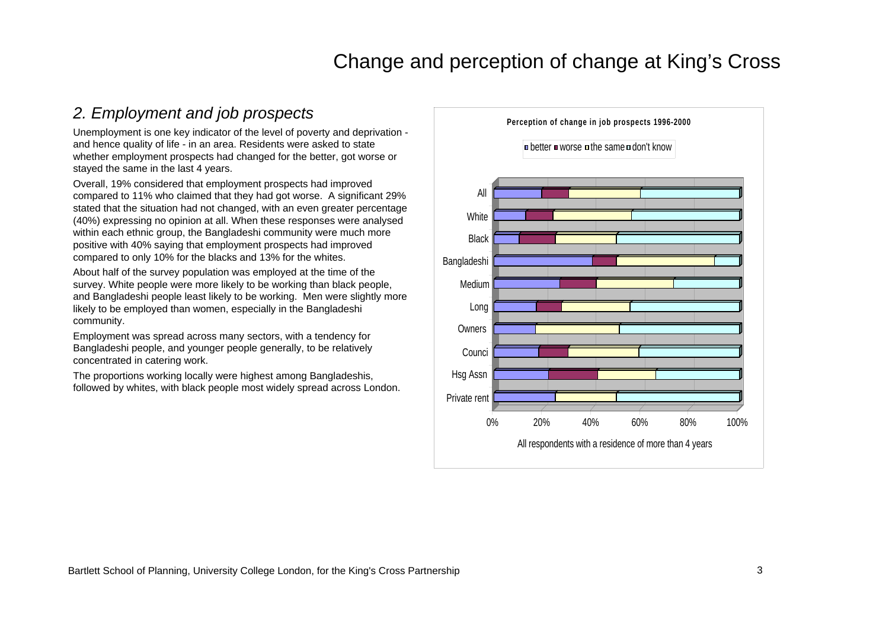## 2. Employment and job prospects

Unemployment is one key indicator of the level of poverty and deprivation - and hence quality of life - in an area. Residents were asked to state whether employment prospects had changed for the better, got worse or stayed the same in the last 4 years.

Overall, 19% considered that employment prospects had improved compared to 11% who claimed that they had got worse. A significant 29% stated that the situation had not changed, with an even greater percentage (40%) expressing no opinion at all. When these responses were analysed within each ethnic group, the Bangladeshi community were much more positive with 40% saying that employment prospects had improved compared to only 10% for the blacks and 13% for the whites.

About half of the survey population was employed at the time of the survey. White people were more likely to be working than black people, and Bangladeshi people least likely to be working. Men were slightly more likely to be employed than women, especially in the Bangladeshi community.

Employment was spread across many sectors, with a tendency for Bangladeshi people, and younger people generally, to be relatively concentrated in catering work.

The proportions working locally were highest among Bangladeshis, followed by whites, with black people most widely spread across London.

**Perception of change in job prospects 1996-2000**

Legend: better, worse, the same, don't know

Categories: All, White, Black, Bangladeshi, Medium, Long, Owners, Counci, Hsg Assn, Private rent

Axis: 0%, 20%, 40%, 60%, 80%, 100%

All respondents with a residence of more than 4 years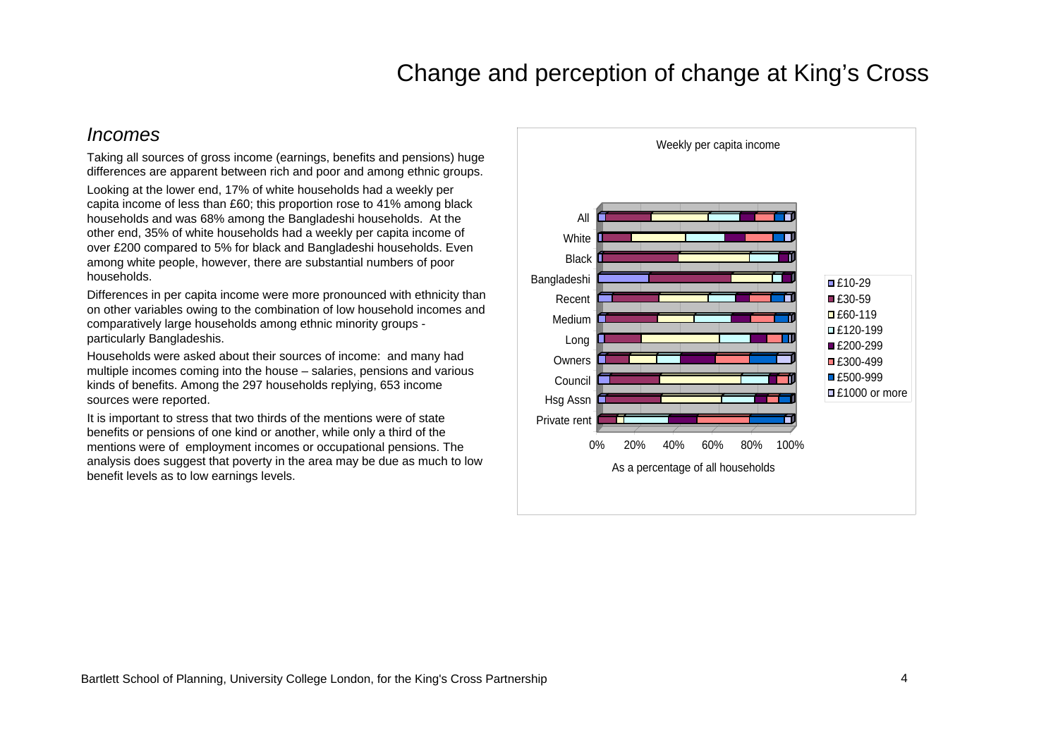# Change and perception of change at King's Cross

## *Incomes*

Taking all sources of gross income (earnings, benefits and pensions) huge differences are apparent between rich and poor and among ethnic groups.

Looking at the lower end, 17% of white households had a weekly per capita income of less than £60; this proportion rose to 41% among black households and was 68% among the Bangladeshi households. At the other end, 35% of white households had a weekly per capita income of over £200 compared to 5% for black and Bangladeshi households. Even among white people, however, there are substantial numbers of poor households.

Differences in per capita income were more pronounced with ethnicity than on other variables owing to the combination of low household incomes and comparatively large households among ethnic minority groups - particularly Bangladeshis.

Households were asked about their sources of income: and many had multiple incomes coming into the house – salaries, pensions and various kinds of benefits. Among the 297 households replying, 653 income sources were reported.

It is important to stress that two thirds of the mentions were of state benefits or pensions of one kind or another, while only a third of the mentions were of employment incomes or occupational pensions. The analysis does suggest that poverty in the area may be due as much to low benefit levels as to low earnings levels.

Weekly per capita income

Categories: All, White, Black, Bangladeshi, Recent, Medium, Long, Owners, Council, Hsg Assn, Private rent

Legend: £10-29, £30-59, £60-119, £120-199, £200-299, £300-499, £500-999, £1000 or more

0% 20% 40% 60% 80% 100%

As a percentage of all households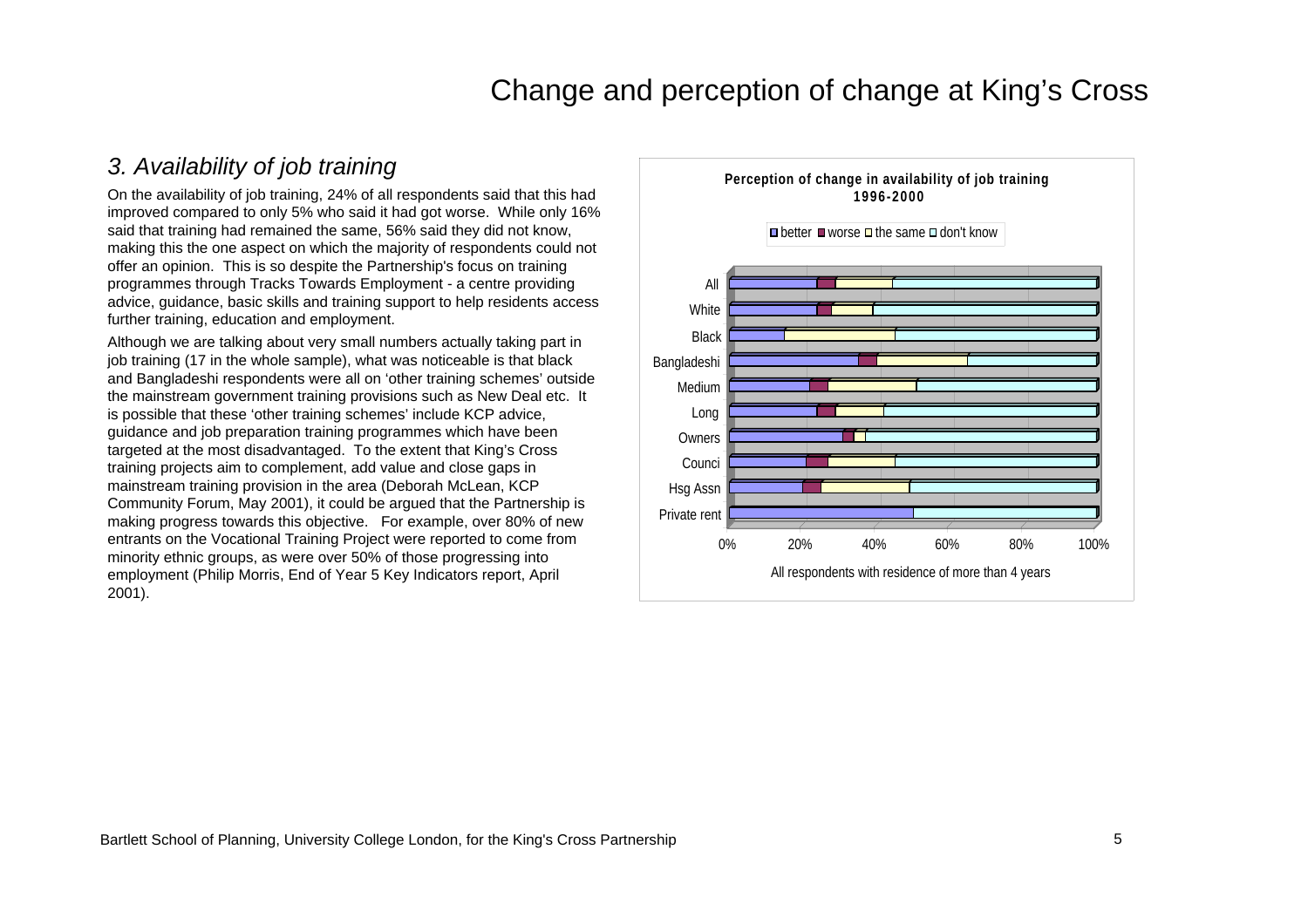# Change and perception of change at King's Cross

## *3. Availability of job training*

On the availability of job training, 24% of all respondents said that this had improved compared to only 5% who said it had got worse. While only 16% said that training had remained the same, 56% said they did not know, making this the one aspect on which the majority of respondents could not offer an opinion. This is so despite the Partnership's focus on training programmes through Tracks Towards Employment - a centre providing advice, guidance, basic skills and training support to help residents access further training, education and employment.

Although we are talking about very small numbers actually taking part in job training (17 in the whole sample), what was noticeable is that black and Bangladeshi respondents were all on 'other training schemes' outside the mainstream government training provisions such as New Deal etc. It is possible that these 'other training schemes' include KCP advice, guidance and job preparation training programmes which have been targeted at the most disadvantaged. To the extent that King's Cross training projects aim to complement, add value and close gaps in mainstream training provision in the area (Deborah McLean, KCP Community Forum, May 2001), it could be argued that the Partnership is making progress towards this objective. For example, over 80% of new entrants on the Vocational Training Project were reported to come from minority ethnic groups, as were over 50% of those progressing into employment (Philip Morris, End of Year 5 Key Indicators report, April 2001).

**Perception of change in availability of job training 1996-2000**

■ better ■ worse □ the same □ don't know

| | better | worse | the same | don't know |
|---|---|---|---|---|
| All | | | | |
| White | | | | |
| Black | | | | |
| Bangladeshi | | | | |
| Medium | | | | |
| Long | | | | |
| Owners | | | | |
| Counci | | | | |
| Hsg Assn | | | | |
| Private rent | | | | |

0% 20% 40% 60% 80% 100%

All respondents with residence of more than 4 years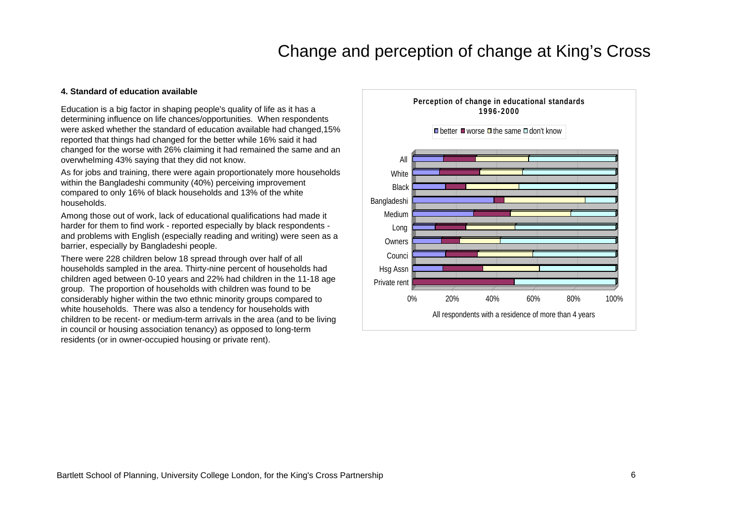#### 4. Standard of education available

Education is a big factor in shaping people's quality of life as it has a determining influence on life chances/opportunities. When respondents were asked whether the standard of education available had changed,15% reported that things had changed for the better while 16% said it had changed for the worse with 26% claiming it had remained the same and an overwhelming 43% saying that they did not know.

As for jobs and training, there were again proportionately more households within the Bangladeshi community (40%) perceiving improvement compared to only 16% of black households and 13% of the white households.

Among those out of work, lack of educational qualifications had made it harder for them to find work - reported especially by black respondents - and problems with English (especially reading and writing) were seen as a barrier, especially by Bangladeshi people.

There were 228 children below 18 spread through over half of all households sampled in the area. Thirty-nine percent of households had children aged between 0-10 years and 22% had children in the 11-18 age group. The proportion of households with children was found to be considerably higher within the two ethnic minority groups compared to white households. There was also a tendency for households with children to be recent- or medium-term arrivals in the area (and to be living in council or housing association tenancy) as opposed to long-term residents (or in owner-occupied housing or private rent).

**Perception of change in educational standards 1996-2000**

better | worse | the same | don't know

All, White, Black, Bangladeshi, Medium, Long, Owners, Counci, Hsg Assn, Private rent

0% 20% 40% 60% 80% 100%

All respondents with a residence of more than 4 years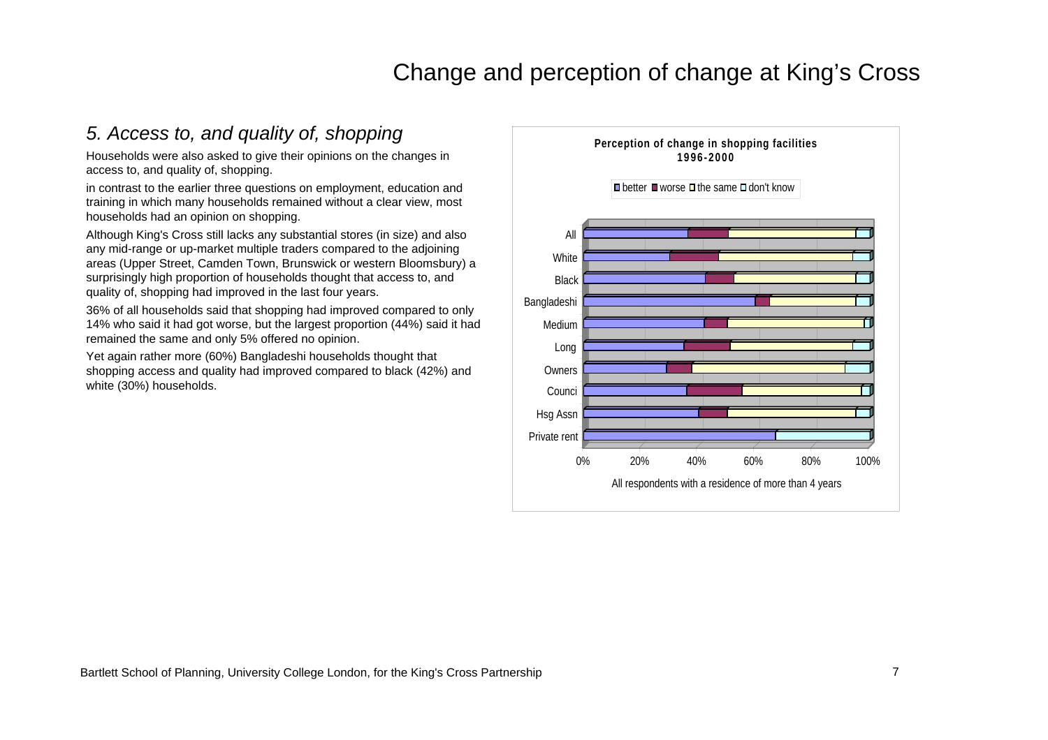## 5. *Access to, and quality of, shopping*

Households were also asked to give their opinions on the changes in access to, and quality of, shopping.

in contrast to the earlier three questions on employment, education and training in which many households remained without a clear view, most households had an opinion on shopping.

Although King's Cross still lacks any substantial stores (in size) and also any mid-range or up-market multiple traders compared to the adjoining areas (Upper Street, Camden Town, Brunswick or western Bloomsbury) a surprisingly high proportion of households thought that access to, and quality of, shopping had improved in the last four years.

36% of all households said that shopping had improved compared to only 14% who said it had got worse, but the largest proportion (44%) said it had remained the same and only 5% offered no opinion.

Yet again rather more (60%) Bangladeshi households thought that shopping access and quality had improved compared to black (42%) and white (30%) households.

**Perception of change in shopping facilities 1996-2000**

better | worse | the same | don't know

All, White, Black, Bangladeshi, Medium, Long, Owners, Counci, Hsg Assn, Private rent

0% 20% 40% 60% 80% 100%

All respondents with a residence of more than 4 years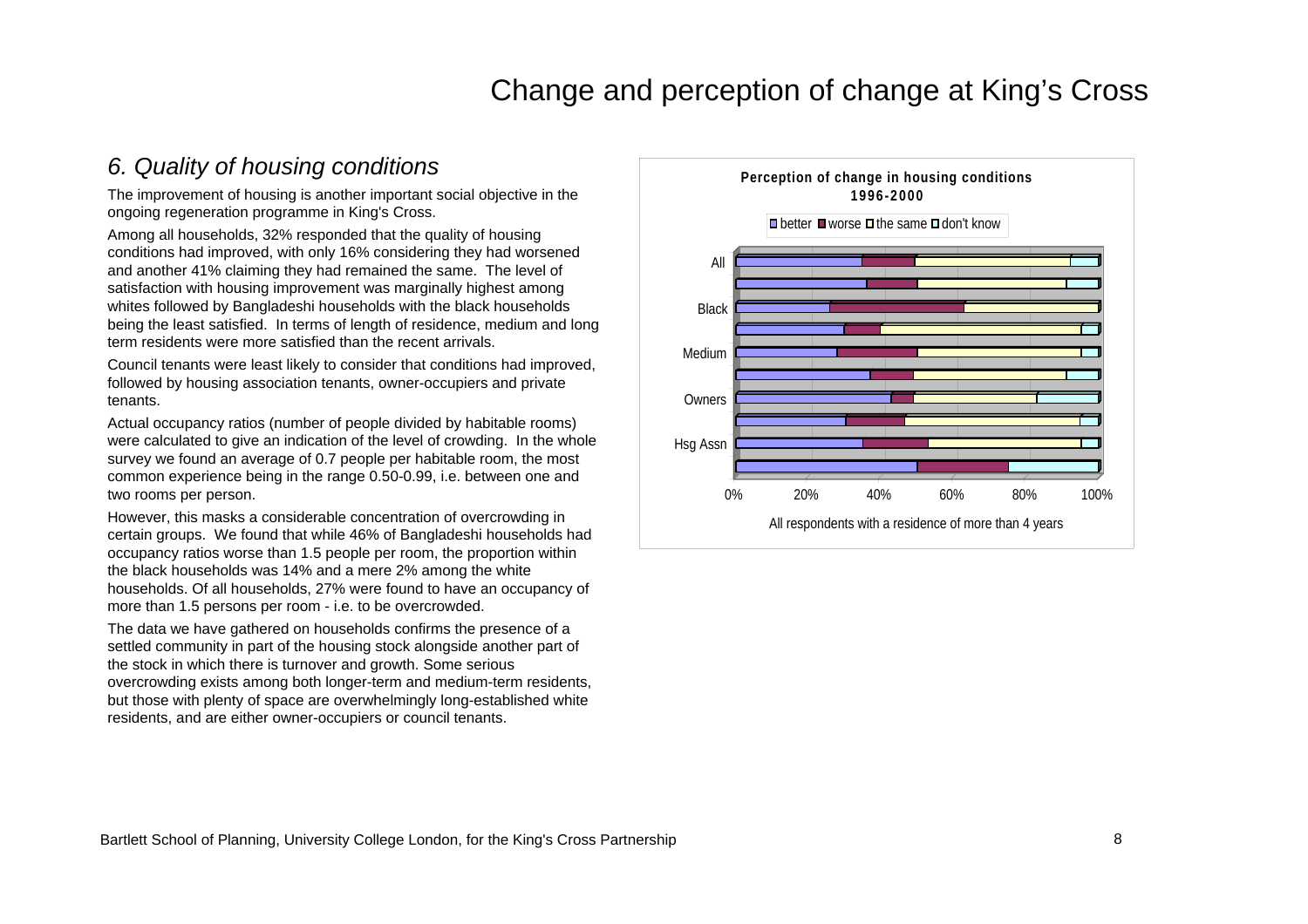## 6. *Quality of housing conditions*

The improvement of housing is another important social objective in the ongoing regeneration programme in King's Cross.

Among all households, 32% responded that the quality of housing conditions had improved, with only 16% considering they had worsened and another 41% claiming they had remained the same. The level of satisfaction with housing improvement was marginally highest among whites followed by Bangladeshi households with the black households being the least satisfied. In terms of length of residence, medium and long term residents were more satisfied than the recent arrivals.

Council tenants were least likely to consider that conditions had improved, followed by housing association tenants, owner-occupiers and private tenants.

Actual occupancy ratios (number of people divided by habitable rooms) were calculated to give an indication of the level of crowding. In the whole survey we found an average of 0.7 people per habitable room, the most common experience being in the range 0.50-0.99, i.e. between one and two rooms per person.

However, this masks a considerable concentration of overcrowding in certain groups. We found that while 46% of Bangladeshi households had occupancy ratios worse than 1.5 people per room, the proportion within the black households was 14% and a mere 2% among the white households. Of all households, 27% were found to have an occupancy of more than 1.5 persons per room - i.e. to be overcrowded.

The data we have gathered on households confirms the presence of a settled community in part of the housing stock alongside another part of the stock in which there is turnover and growth. Some serious overcrowding exists among both longer-term and medium-term residents, but those with plenty of space are overwhelmingly long-established white residents, and are either owner-occupiers or council tenants.

**Perception of change in housing conditions 1996-2000**

All respondents with a residence of more than 4 years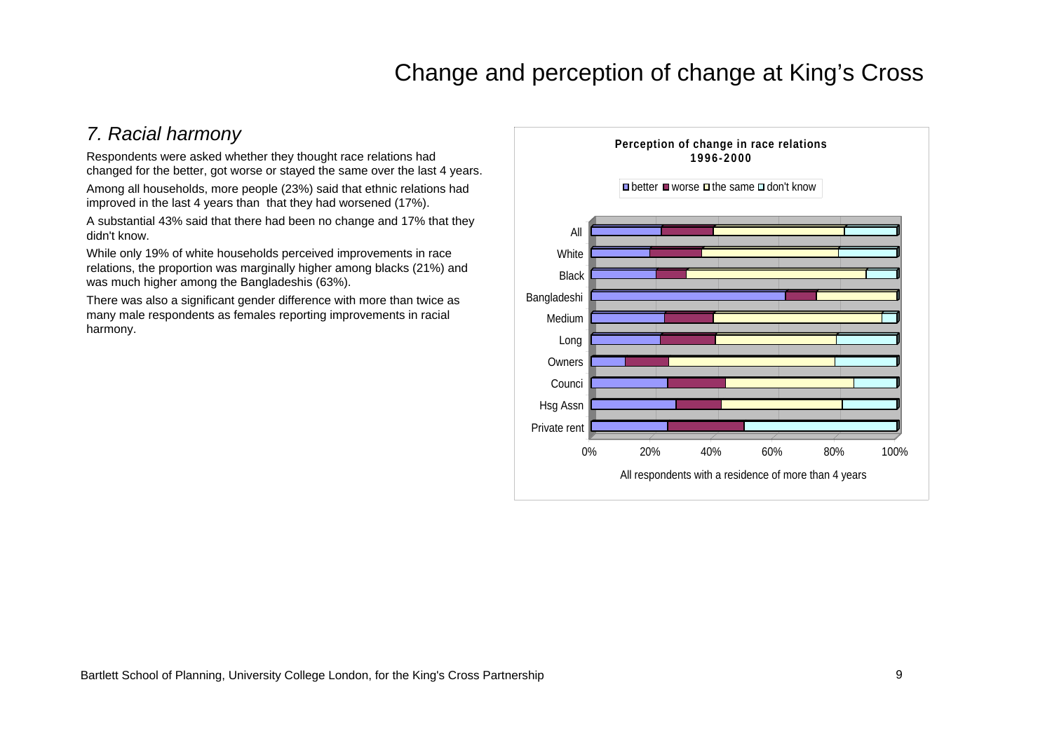# Change and perception of change at King's Cross

## *7. Racial harmony*

Respondents were asked whether they thought race relations had changed for the better, got worse or stayed the same over the last 4 years.

Among all households, more people (23%) said that ethnic relations had improved in the last 4 years than that they had worsened (17%).

A substantial 43% said that there had been no change and 17% that they didn't know.

While only 19% of white households perceived improvements in race relations, the proportion was marginally higher among blacks (21%) and was much higher among the Bangladeshis (63%).

There was also a significant gender difference with more than twice as many male respondents as females reporting improvements in racial harmony.

**Perception of change in race relations 1996-2000**

■ better ■ worse □ the same □ don't know

All
White
Black
Bangladeshi
Medium
Long
Owners
Counci
Hsg Assn
Private rent

0% 20% 40% 60% 80% 100%

All respondents with a residence of more than 4 years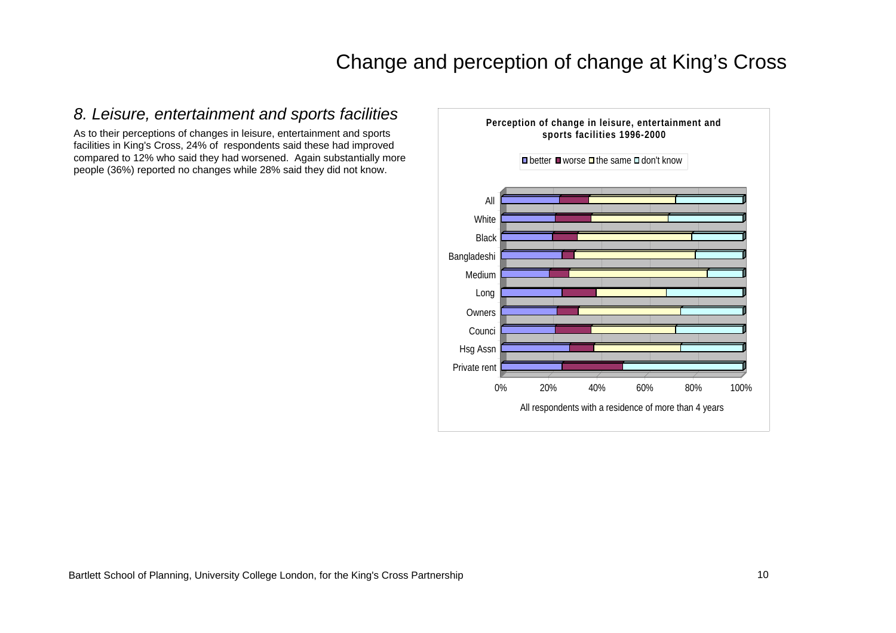# Change and perception of change at King's Cross

## *8. Leisure, entertainment and sports facilities*

As to their perceptions of changes in leisure, entertainment and sports facilities in King's Cross, 24% of respondents said these had improved compared to 12% who said they had worsened. Again substantially more people (36%) reported no changes while 28% said they did not know.

**Perception of change in leisure, entertainment and sports facilities 1996-2000**

Legend: better, worse, the same, don't know

Categories: All, White, Black, Bangladeshi, Medium, Long, Owners, Counci, Hsg Assn, Private rent

Axis: 0%, 20%, 40%, 60%, 80%, 100%

All respondents with a residence of more than 4 years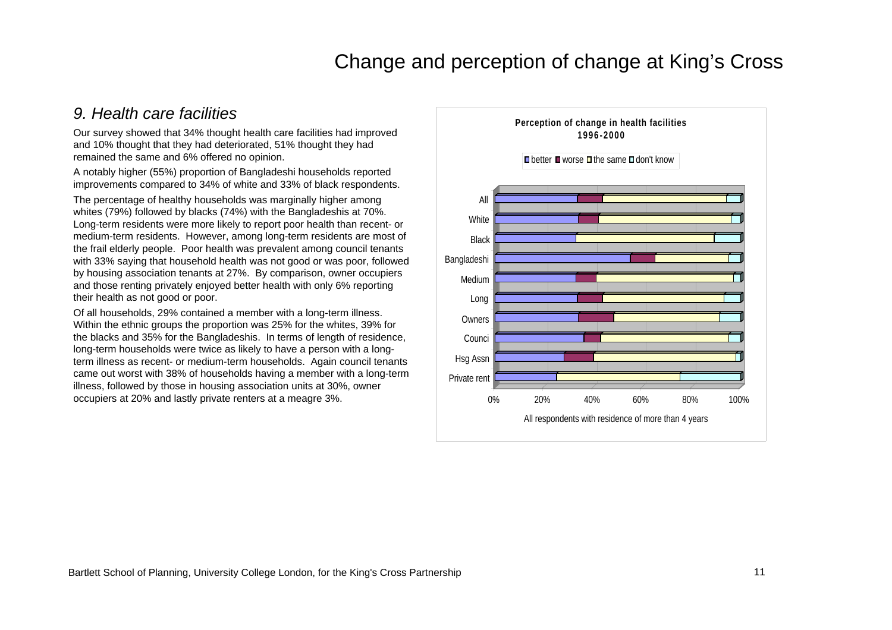## 9. Health care facilities

Our survey showed that 34% thought health care facilities had improved and 10% thought that they had deteriorated, 51% thought they had remained the same and 6% offered no opinion.

A notably higher (55%) proportion of Bangladeshi households reported improvements compared to 34% of white and 33% of black respondents.

The percentage of healthy households was marginally higher among whites (79%) followed by blacks (74%) with the Bangladeshis at 70%. Long-term residents were more likely to report poor health than recent- or medium-term residents. However, among long-term residents are most of the frail elderly people. Poor health was prevalent among council tenants with 33% saying that household health was not good or was poor, followed by housing association tenants at 27%. By comparison, owner occupiers and those renting privately enjoyed better health with only 6% reporting their health as not good or poor.

Of all households, 29% contained a member with a long-term illness. Within the ethnic groups the proportion was 25% for the whites, 39% for the blacks and 35% for the Bangladeshis. In terms of length of residence, long-term households were twice as likely to have a person with a long-term illness as recent- or medium-term households. Again council tenants came out worst with 38% of households having a member with a long-term illness, followed by those in housing association units at 30%, owner occupiers at 20% and lastly private renters at a meagre 3%.

**Perception of change in health facilities 1996-2000**

Legend: better, worse, the same, don't know

Categories: All, White, Black, Bangladeshi, Medium, Long, Owners, Counci, Hsg Assn, Private rent

Axis: 0%, 20%, 40%, 60%, 80%, 100%

All respondents with residence of more than 4 years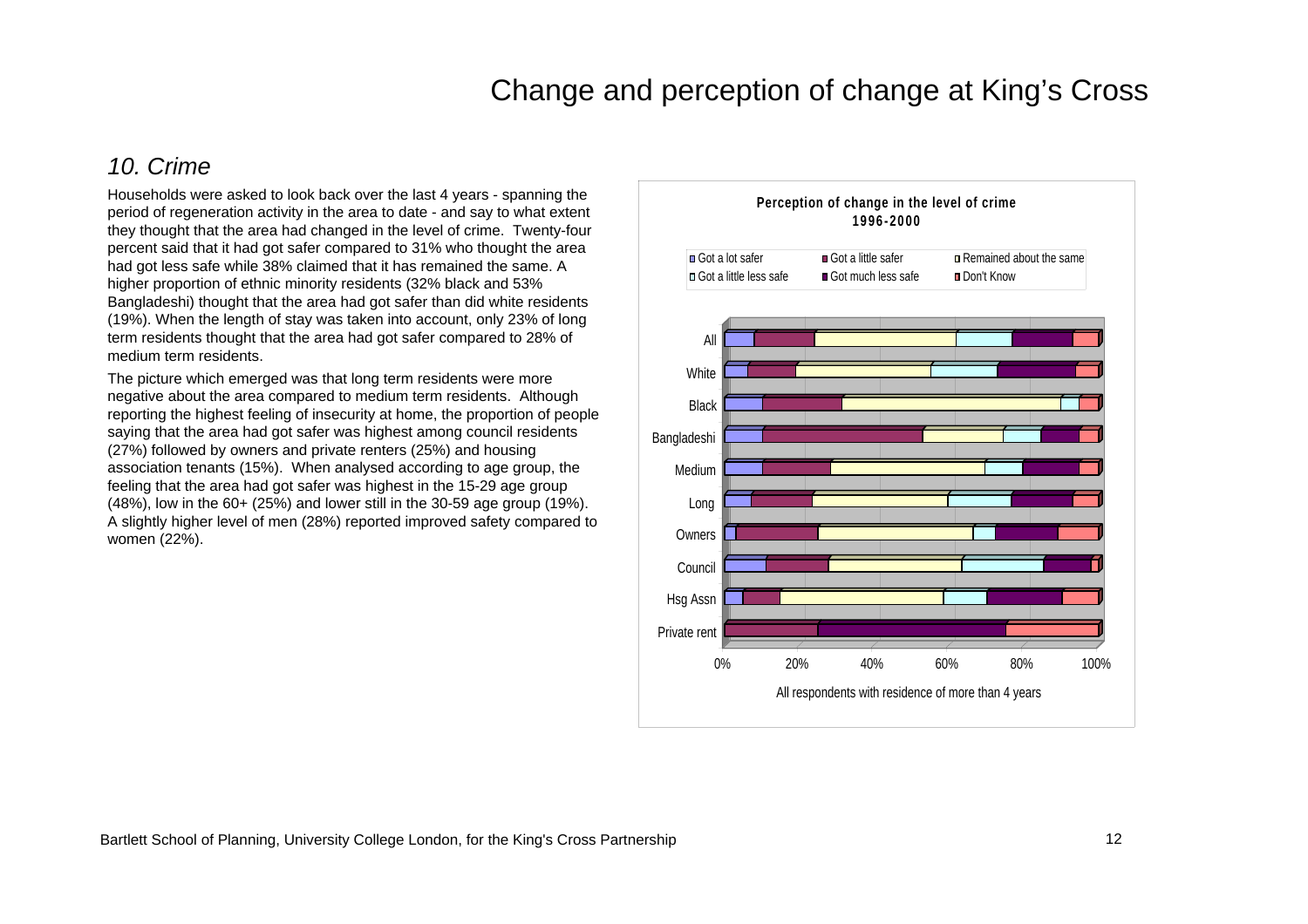# Change and perception of change at King's Cross

## *10. Crime*

Households were asked to look back over the last 4 years - spanning the period of regeneration activity in the area to date - and say to what extent they thought that the area had changed in the level of crime. Twenty-four percent said that it had got safer compared to 31% who thought the area had got less safe while 38% claimed that it has remained the same. A higher proportion of ethnic minority residents (32% black and 53% Bangladeshi) thought that the area had got safer than did white residents (19%). When the length of stay was taken into account, only 23% of long term residents thought that the area had got safer compared to 28% of medium term residents.

The picture which emerged was that long term residents were more negative about the area compared to medium term residents. Although reporting the highest feeling of insecurity at home, the proportion of people saying that the area had got safer was highest among council residents (27%) followed by owners and private renters (25%) and housing association tenants (15%). When analysed according to age group, the feeling that the area had got safer was highest in the 15-29 age group (48%), low in the 60+ (25%) and lower still in the 30-59 age group (19%). A slightly higher level of men (28%) reported improved safety compared to women (22%).

**Perception of change in the level of crime 1996-2000**

Legend: Got a lot safer; Got a little safer; Remained about the same; Got a little less safe; Got much less safe; Don't Know

Categories: All; White; Black; Bangladeshi; Medium; Long; Owners; Council; Hsg Assn; Private rent

Axis: 0% – 100%

All respondents with residence of more than 4 years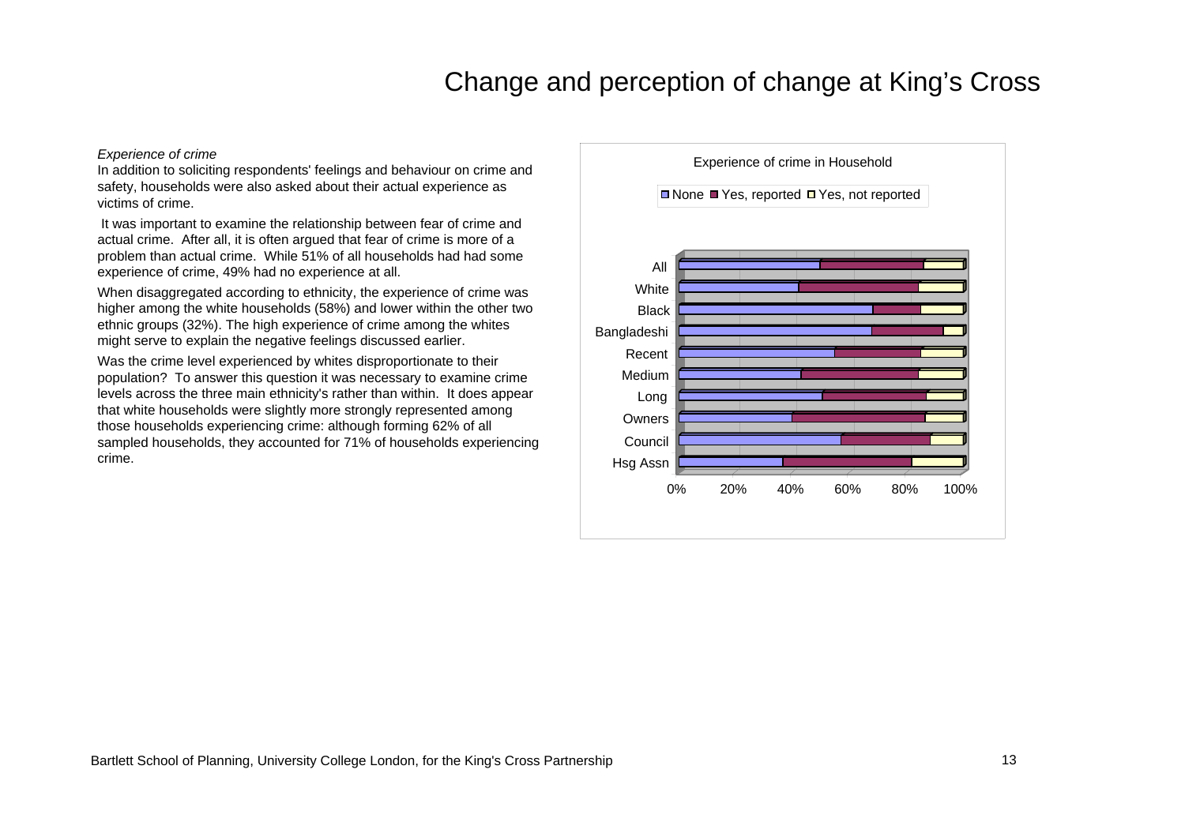*Experience of crime*

In addition to soliciting respondents' feelings and behaviour on crime and safety, households were also asked about their actual experience as victims of crime.

It was important to examine the relationship between fear of crime and actual crime. After all, it is often argued that fear of crime is more of a problem than actual crime. While 51% of all households had had some experience of crime, 49% had no experience at all.

When disaggregated according to ethnicity, the experience of crime was higher among the white households (58%) and lower within the other two ethnic groups (32%). The high experience of crime among the whites might serve to explain the negative feelings discussed earlier.

Was the crime level experienced by whites disproportionate to their population? To answer this question it was necessary to examine crime levels across the three main ethnicity's rather than within. It does appear that white households were slightly more strongly represented among those households experiencing crime: although forming 62% of all sampled households, they accounted for 71% of households experiencing crime.

Experience of crime in Household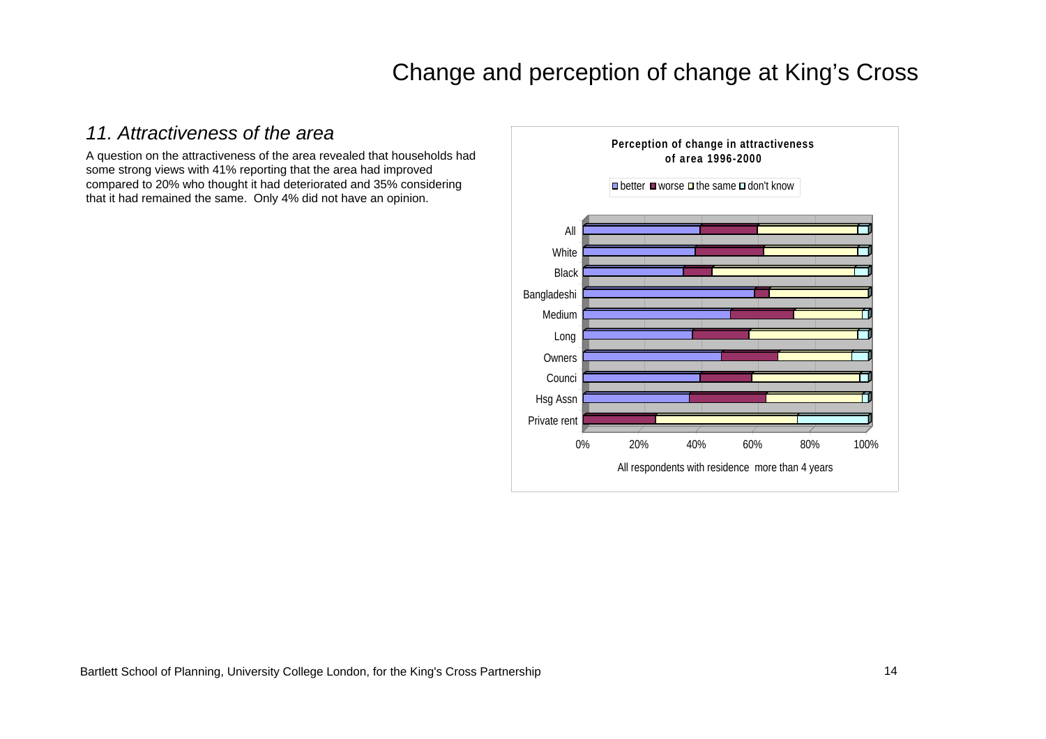## 11. *Attractiveness of the area*

A question on the attractiveness of the area revealed that households had some strong views with 41% reporting that the area had improved compared to 20% who thought it had deteriorated and 35% considering that it had remained the same. Only 4% did not have an opinion.

**Perception of change in attractiveness of area 1996-2000**

better | worse | the same | don't know

All
White
Black
Bangladeshi
Medium
Long
Owners
Counci
Hsg Assn
Private rent

0% 20% 40% 60% 80% 100%

All respondents with residence more than 4 years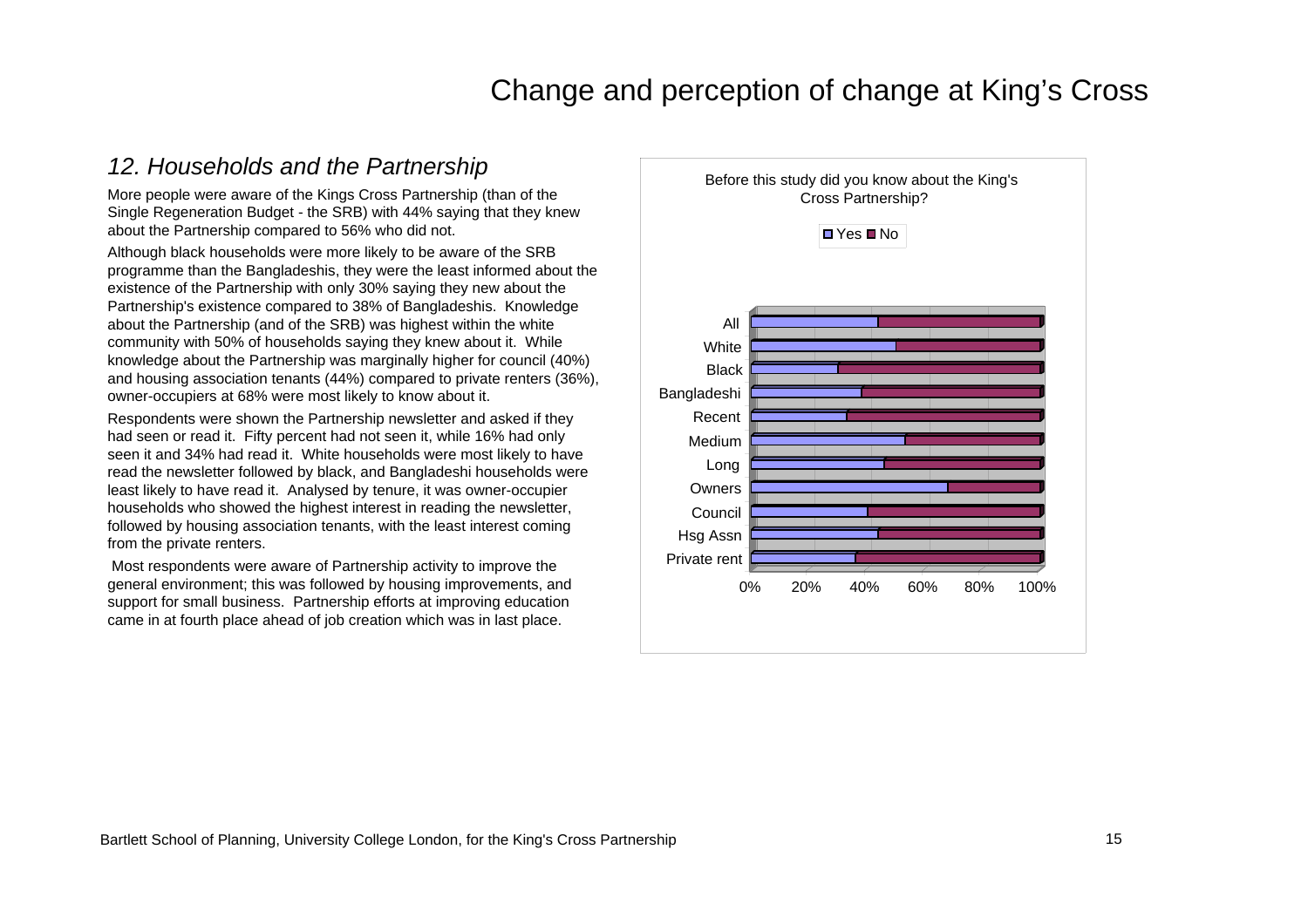# Change and perception of change at King's Cross

## *12. Households and the Partnership*

More people were aware of the Kings Cross Partnership (than of the Single Regeneration Budget - the SRB) with 44% saying that they knew about the Partnership compared to 56% who did not.

Although black households were more likely to be aware of the SRB programme than the Bangladeshis, they were the least informed about the existence of the Partnership with only 30% saying they new about the Partnership's existence compared to 38% of Bangladeshis. Knowledge about the Partnership (and of the SRB) was highest within the white community with 50% of households saying they knew about it. While knowledge about the Partnership was marginally higher for council (40%) and housing association tenants (44%) compared to private renters (36%), owner-occupiers at 68% were most likely to know about it.

Respondents were shown the Partnership newsletter and asked if they had seen or read it. Fifty percent had not seen it, while 16% had only seen it and 34% had read it. White households were most likely to have read the newsletter followed by black, and Bangladeshi households were least likely to have read it. Analysed by tenure, it was owner-occupier households who showed the highest interest in reading the newsletter, followed by housing association tenants, with the least interest coming from the private renters.

Most respondents were aware of Partnership activity to improve the general environment; this was followed by housing improvements, and support for small business. Partnership efforts at improving education came in at fourth place ahead of job creation which was in last place.

Before this study did you know about the King's Cross Partnership?

Yes / No

| | Yes | No |
|---|---|---|
| All | | |
| White | | |
| Black | | |
| Bangladeshi | | |
| Recent | | |
| Medium | | |
| Long | | |
| Owners | | |
| Council | | |
| Hsg Assn | | |
| Private rent | | |

0% 20% 40% 60% 80% 100%

Bartlett School of Planning, University College London, for the King's Cross Partnership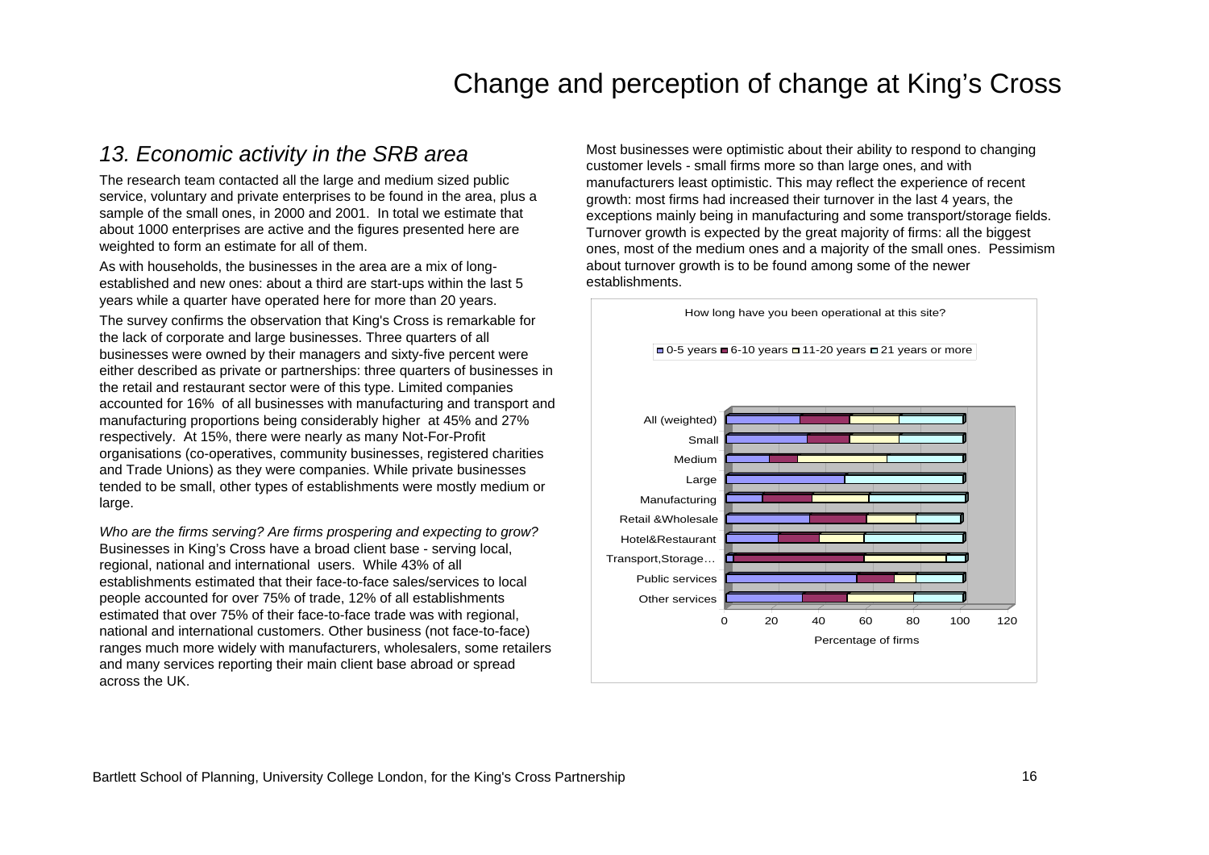# Change and perception of change at King's Cross

## *13. Economic activity in the SRB area*

The research team contacted all the large and medium sized public service, voluntary and private enterprises to be found in the area, plus a sample of the small ones, in 2000 and 2001. In total we estimate that about 1000 enterprises are active and the figures presented here are weighted to form an estimate for all of them.

As with households, the businesses in the area are a mix of long-established and new ones: about a third are start-ups within the last 5 years while a quarter have operated here for more than 20 years.

The survey confirms the observation that King's Cross is remarkable for the lack of corporate and large businesses. Three quarters of all businesses were owned by their managers and sixty-five percent were either described as private or partnerships: three quarters of businesses in the retail and restaurant sector were of this type. Limited companies accounted for 16% of all businesses with manufacturing and transport and manufacturing proportions being considerably higher at 45% and 27% respectively. At 15%, there were nearly as many Not-For-Profit organisations (co-operatives, community businesses, registered charities and Trade Unions) as they were companies. While private businesses tended to be small, other types of establishments were mostly medium or large.

*Who are the firms serving? Are firms prospering and expecting to grow?* Businesses in King's Cross have a broad client base - serving local, regional, national and international users. While 43% of all establishments estimated that their face-to-face sales/services to local people accounted for over 75% of trade, 12% of all establishments estimated that over 75% of their face-to-face trade was with regional, national and international customers. Other business (not face-to-face) ranges much more widely with manufacturers, wholesalers, some retailers and many services reporting their main client base abroad or spread across the UK.

Most businesses were optimistic about their ability to respond to changing customer levels - small firms more so than large ones, and with manufacturers least optimistic. This may reflect the experience of recent growth: most firms had increased their turnover in the last 4 years, the exceptions mainly being in manufacturing and some transport/storage fields. Turnover growth is expected by the great majority of firms: all the biggest ones, most of the medium ones and a majority of the small ones. Pessimism about turnover growth is to be found among some of the newer establishments.

How long have you been operational at this site?

Legend: 0-5 years, 6-10 years, 11-20 years, 21 years or more

Categories: All (weighted), Small, Medium, Large, Manufacturing, Retail &Wholesale, Hotel&Restaurant, Transport,Storage…, Public services, Other services

X-axis: Percentage of firms (0, 20, 40, 60, 80, 100, 120)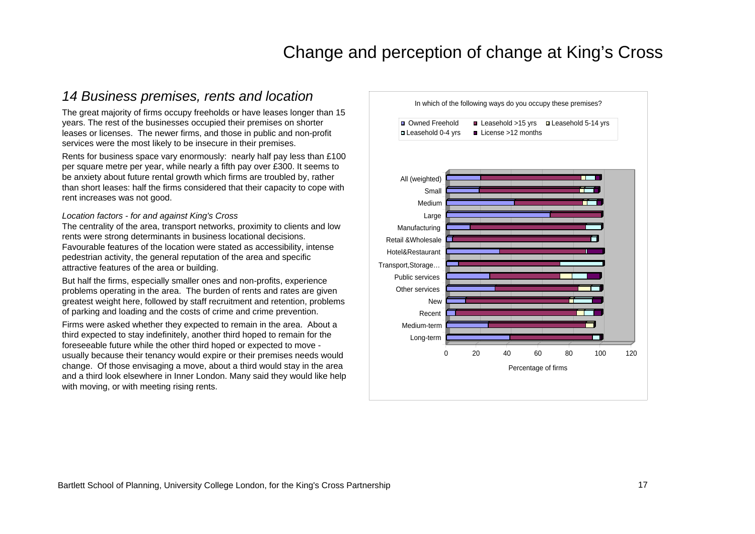# Change and perception of change at King's Cross

## 14 Business premises, rents and location

The great majority of firms occupy freeholds or have leases longer than 15 years. The rest of the businesses occupied their premises on shorter leases or licenses. The newer firms, and those in public and non-profit services were the most likely to be insecure in their premises.

Rents for business space vary enormously: nearly half pay less than £100 per square metre per year, while nearly a fifth pay over £300. It seems to be anxiety about future rental growth which firms are troubled by, rather than short leases: half the firms considered that their capacity to cope with rent increases was not good.

*Location factors - for and against King's Cross*

The centrality of the area, transport networks, proximity to clients and low rents were strong determinants in business locational decisions. Favourable features of the location were stated as accessibility, intense pedestrian activity, the general reputation of the area and specific attractive features of the area or building.

But half the firms, especially smaller ones and non-profits, experience problems operating in the area. The burden of rents and rates are given greatest weight here, followed by staff recruitment and retention, problems of parking and loading and the costs of crime and crime prevention.

Firms were asked whether they expected to remain in the area. About a third expected to stay indefinitely, another third hoped to remain for the foreseeable future while the other third hoped or expected to move - usually because their tenancy would expire or their premises needs would change. Of those envisaging a move, about a third would stay in the area and a third look elsewhere in Inner London. Many said they would like help with moving, or with meeting rising rents.

In which of the following ways do you occupy these premises?

Legend: Owned Freehold; Leasehold >15 yrs; Leasehold 5-14 yrs; Leasehold 0-4 yrs; License >12 months

Categories: All (weighted), Small, Medium, Large, Manufacturing, Retail &Wholesale, Hotel&Restaurant, Transport,Storage…, Public services, Other services, New, Recent, Medium-term, Long-term

X-axis: Percentage of firms (0, 20, 40, 60, 80, 100, 120)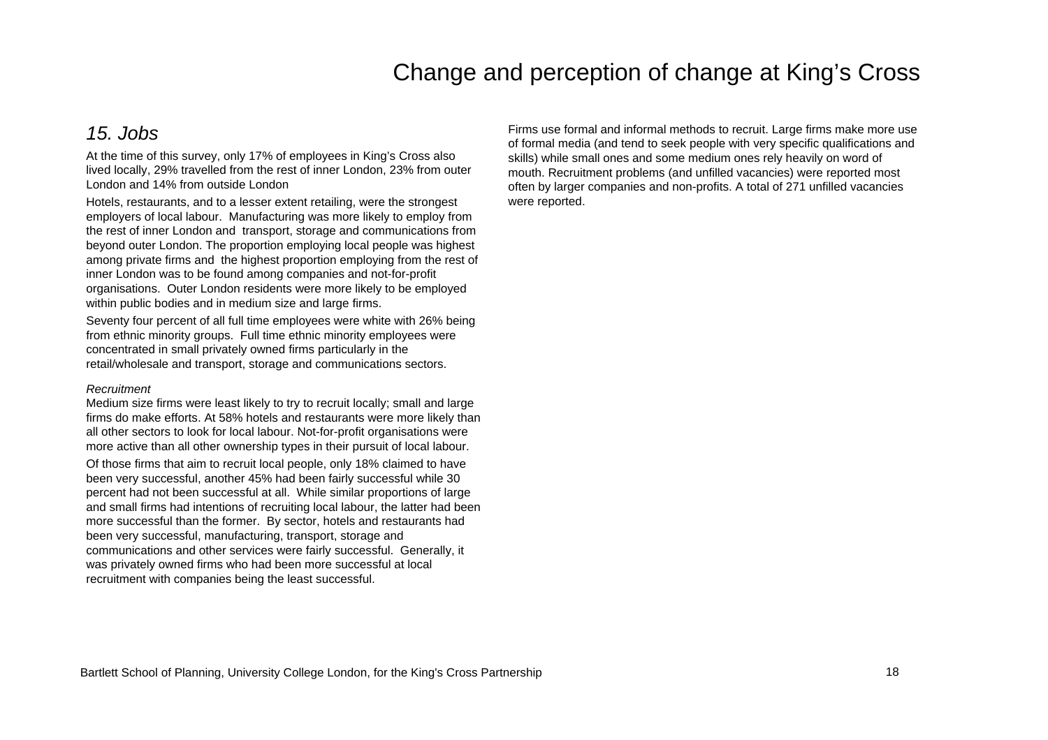## *15. Jobs*

At the time of this survey, only 17% of employees in King's Cross also lived locally, 29% travelled from the rest of inner London, 23% from outer London and 14% from outside London

Hotels, restaurants, and to a lesser extent retailing, were the strongest employers of local labour. Manufacturing was more likely to employ from the rest of inner London and transport, storage and communications from beyond outer London. The proportion employing local people was highest among private firms and the highest proportion employing from the rest of inner London was to be found among companies and not-for-profit organisations. Outer London residents were more likely to be employed within public bodies and in medium size and large firms.

Seventy four percent of all full time employees were white with 26% being from ethnic minority groups. Full time ethnic minority employees were concentrated in small privately owned firms particularly in the retail/wholesale and transport, storage and communications sectors.

*Recruitment*

Medium size firms were least likely to try to recruit locally; small and large firms do make efforts. At 58% hotels and restaurants were more likely than all other sectors to look for local labour. Not-for-profit organisations were more active than all other ownership types in their pursuit of local labour.

Of those firms that aim to recruit local people, only 18% claimed to have been very successful, another 45% had been fairly successful while 30 percent had not been successful at all. While similar proportions of large and small firms had intentions of recruiting local labour, the latter had been more successful than the former. By sector, hotels and restaurants had been very successful, manufacturing, transport, storage and communications and other services were fairly successful. Generally, it was privately owned firms who had been more successful at local recruitment with companies being the least successful.

Firms use formal and informal methods to recruit. Large firms make more use of formal media (and tend to seek people with very specific qualifications and skills) while small ones and some medium ones rely heavily on word of mouth. Recruitment problems (and unfilled vacancies) were reported most often by larger companies and non-profits. A total of 271 unfilled vacancies were reported.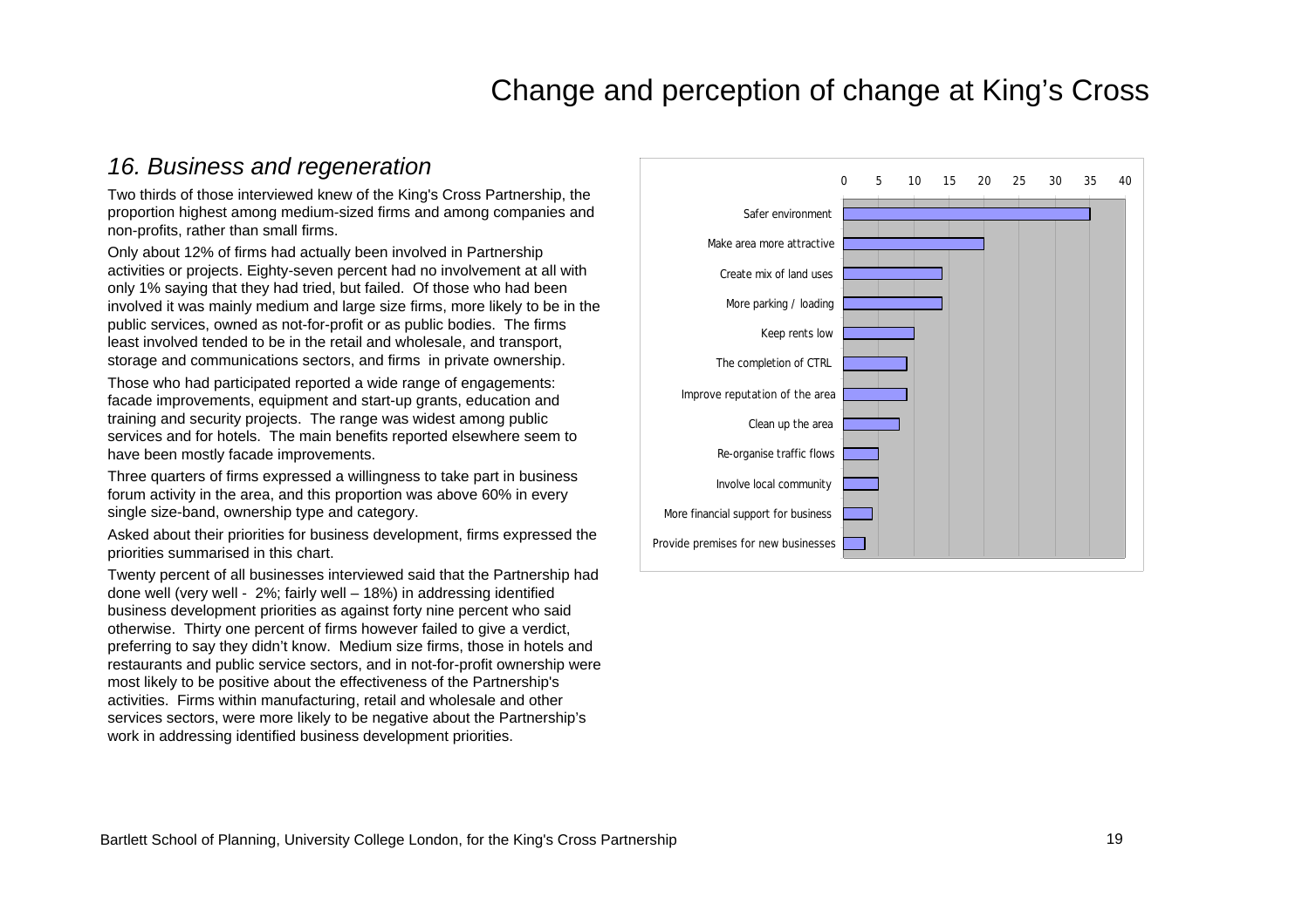## 16. Business and regeneration

Two thirds of those interviewed knew of the King's Cross Partnership, the proportion highest among medium-sized firms and among companies and non-profits, rather than small firms.

Only about 12% of firms had actually been involved in Partnership activities or projects. Eighty-seven percent had no involvement at all with only 1% saying that they had tried, but failed. Of those who had been involved it was mainly medium and large size firms, more likely to be in the public services, owned as not-for-profit or as public bodies. The firms least involved tended to be in the retail and wholesale, and transport, storage and communications sectors, and firms in private ownership.

Those who had participated reported a wide range of engagements: facade improvements, equipment and start-up grants, education and training and security projects. The range was widest among public services and for hotels. The main benefits reported elsewhere seem to have been mostly facade improvements.

Three quarters of firms expressed a willingness to take part in business forum activity in the area, and this proportion was above 60% in every single size-band, ownership type and category.

Asked about their priorities for business development, firms expressed the priorities summarised in this chart.

- Safer environment
- Make area more attractive
- Create mix of land uses
- More parking / loading
- Keep rents low
- The completion of CTRL
- Improve reputation of the area
- Clean up the area
- Re-organise traffic flows
- Involve local community
- More financial support for business
- Provide premises for new businesses

Twenty percent of all businesses interviewed said that the Partnership had done well (very well - 2%; fairly well – 18%) in addressing identified business development priorities as against forty nine percent who said otherwise. Thirty one percent of firms however failed to give a verdict, preferring to say they didn't know. Medium size firms, those in hotels and restaurants and public service sectors, and in not-for-profit ownership were most likely to be positive about the effectiveness of the Partnership's activities. Firms within manufacturing, retail and wholesale and other services sectors, were more likely to be negative about the Partnership's work in addressing identified business development priorities.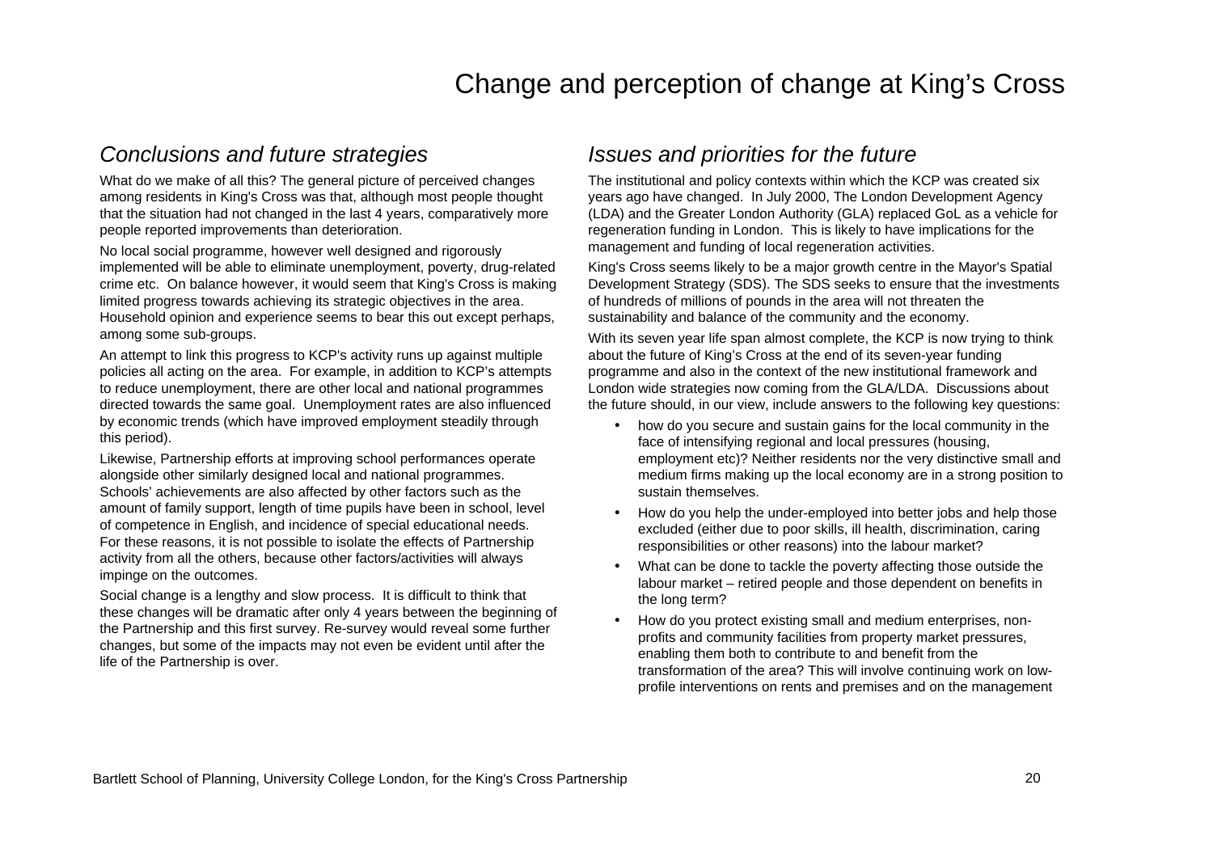# Change and perception of change at King's Cross

## *Conclusions and future strategies*

What do we make of all this? The general picture of perceived changes among residents in King's Cross was that, although most people thought that the situation had not changed in the last 4 years, comparatively more people reported improvements than deterioration.

No local social programme, however well designed and rigorously implemented will be able to eliminate unemployment, poverty, drug-related crime etc. On balance however, it would seem that King's Cross is making limited progress towards achieving its strategic objectives in the area. Household opinion and experience seems to bear this out except perhaps, among some sub-groups.

An attempt to link this progress to KCP's activity runs up against multiple policies all acting on the area. For example, in addition to KCP's attempts to reduce unemployment, there are other local and national programmes directed towards the same goal. Unemployment rates are also influenced by economic trends (which have improved employment steadily through this period).

Likewise, Partnership efforts at improving school performances operate alongside other similarly designed local and national programmes. Schools' achievements are also affected by other factors such as the amount of family support, length of time pupils have been in school, level of competence in English, and incidence of special educational needs. For these reasons, it is not possible to isolate the effects of Partnership activity from all the others, because other factors/activities will always impinge on the outcomes.

Social change is a lengthy and slow process. It is difficult to think that these changes will be dramatic after only 4 years between the beginning of the Partnership and this first survey. Re-survey would reveal some further changes, but some of the impacts may not even be evident until after the life of the Partnership is over.

## *Issues and priorities for the future*

The institutional and policy contexts within which the KCP was created six years ago have changed. In July 2000, The London Development Agency (LDA) and the Greater London Authority (GLA) replaced GoL as a vehicle for regeneration funding in London. This is likely to have implications for the management and funding of local regeneration activities.

King's Cross seems likely to be a major growth centre in the Mayor's Spatial Development Strategy (SDS). The SDS seeks to ensure that the investments of hundreds of millions of pounds in the area will not threaten the sustainability and balance of the community and the economy.

With its seven year life span almost complete, the KCP is now trying to think about the future of King's Cross at the end of its seven-year funding programme and also in the context of the new institutional framework and London wide strategies now coming from the GLA/LDA. Discussions about the future should, in our view, include answers to the following key questions:

- how do you secure and sustain gains for the local community in the face of intensifying regional and local pressures (housing, employment etc)? Neither residents nor the very distinctive small and medium firms making up the local economy are in a strong position to sustain themselves.
- How do you help the under-employed into better jobs and help those excluded (either due to poor skills, ill health, discrimination, caring responsibilities or other reasons) into the labour market?
- What can be done to tackle the poverty affecting those outside the labour market – retired people and those dependent on benefits in the long term?
- How do you protect existing small and medium enterprises, non-profits and community facilities from property market pressures, enabling them both to contribute to and benefit from the transformation of the area? This will involve continuing work on low-profile interventions on rents and premises and on the management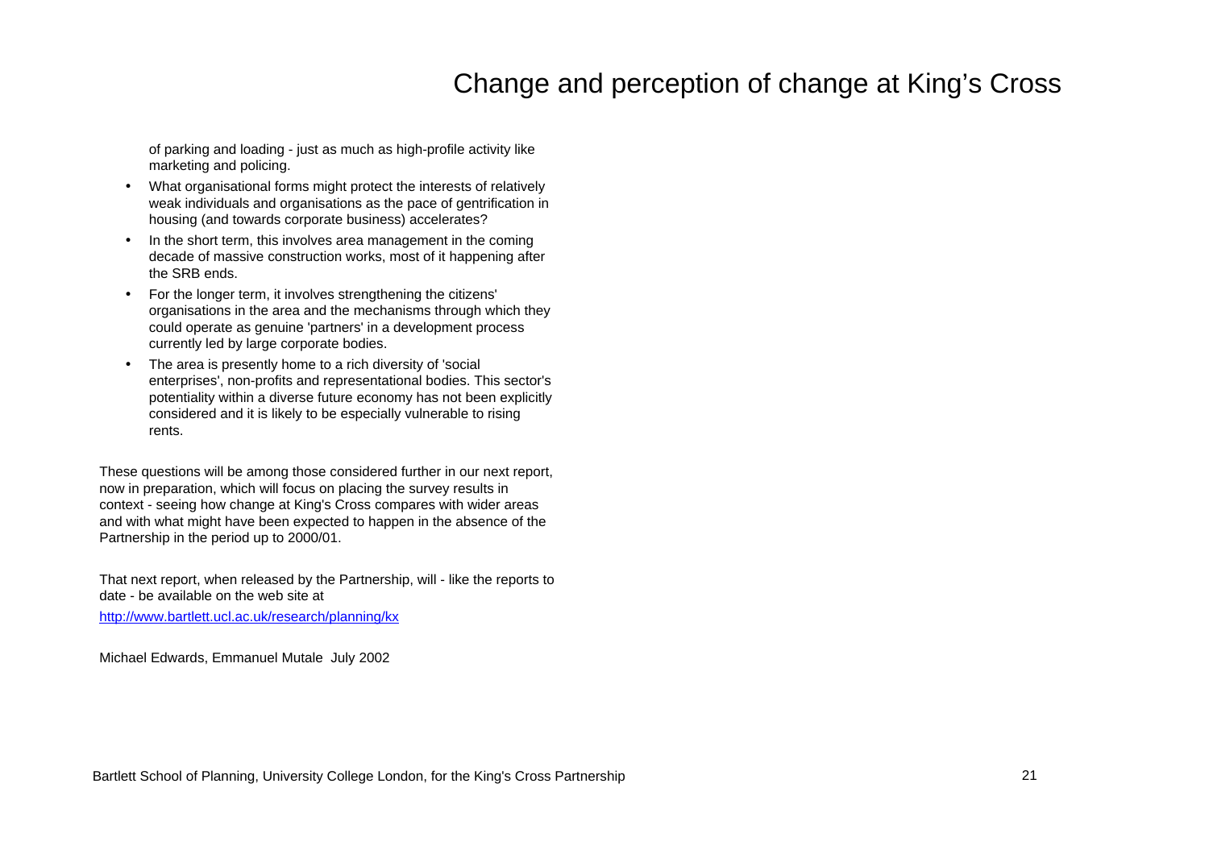of parking and loading - just as much as high-profile activity like marketing and policing.

- What organisational forms might protect the interests of relatively weak individuals and organisations as the pace of gentrification in housing (and towards corporate business) accelerates?
- In the short term, this involves area management in the coming decade of massive construction works, most of it happening after the SRB ends.
- For the longer term, it involves strengthening the citizens' organisations in the area and the mechanisms through which they could operate as genuine 'partners' in a development process currently led by large corporate bodies.
- The area is presently home to a rich diversity of 'social enterprises', non-profits and representational bodies. This sector's potentiality within a diverse future economy has not been explicitly considered and it is likely to be especially vulnerable to rising rents.

These questions will be among those considered further in our next report, now in preparation, which will focus on placing the survey results in context - seeing how change at King's Cross compares with wider areas and with what might have been expected to happen in the absence of the Partnership in the period up to 2000/01.

That next report, when released by the Partnership, will - like the reports to date - be available on the web site at

http://www.bartlett.ucl.ac.uk/research/planning/kx

Michael Edwards, Emmanuel Mutale July 2002